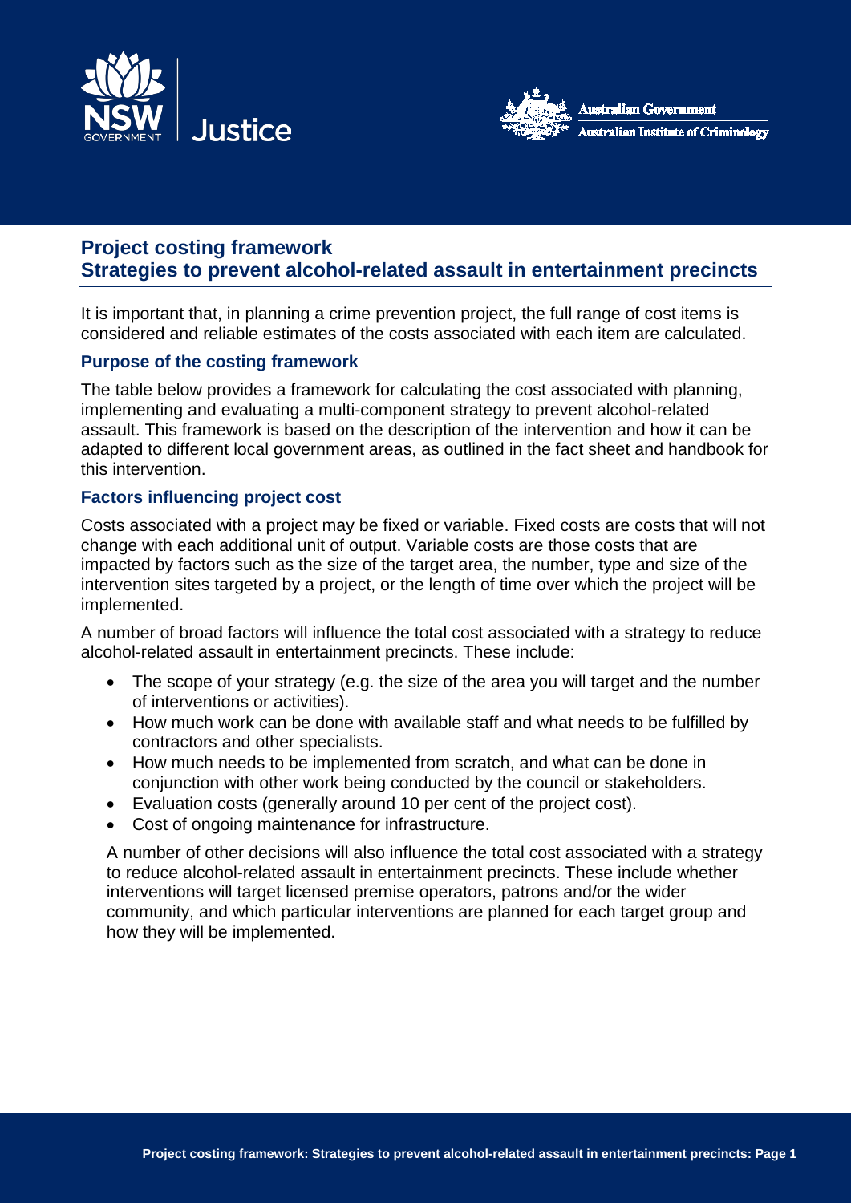# Project costing framework
# Strategies to prevent alcohol-related assault in entertainment precincts

It is important that, in planning a crime prevention project, the full range of cost items is considered and reliable estimates of the costs associated with each item are calculated.

## Purpose of the costing framework

The table below provides a framework for calculating the cost associated with planning, implementing and evaluating a multi-component strategy to prevent alcohol-related assault. This framework is based on the description of the intervention and how it can be adapted to different local government areas, as outlined in the fact sheet and handbook for this intervention.

## Factors influencing project cost

Costs associated with a project may be fixed or variable. Fixed costs are costs that will not change with each additional unit of output. Variable costs are those costs that are impacted by factors such as the size of the target area, the number, type and size of the intervention sites targeted by a project, or the length of time over which the project will be implemented.

A number of broad factors will influence the total cost associated with a strategy to reduce alcohol-related assault in entertainment precincts. These include:

- The scope of your strategy (e.g. the size of the area you will target and the number of interventions or activities).
- How much work can be done with available staff and what needs to be fulfilled by contractors and other specialists.
- How much needs to be implemented from scratch, and what can be done in conjunction with other work being conducted by the council or stakeholders.
- Evaluation costs (generally around 10 per cent of the project cost).
- Cost of ongoing maintenance for infrastructure.

A number of other decisions will also influence the total cost associated with a strategy to reduce alcohol-related assault in entertainment precincts. These include whether interventions will target licensed premise operators, patrons and/or the wider community, and which particular interventions are planned for each target group and how they will be implemented.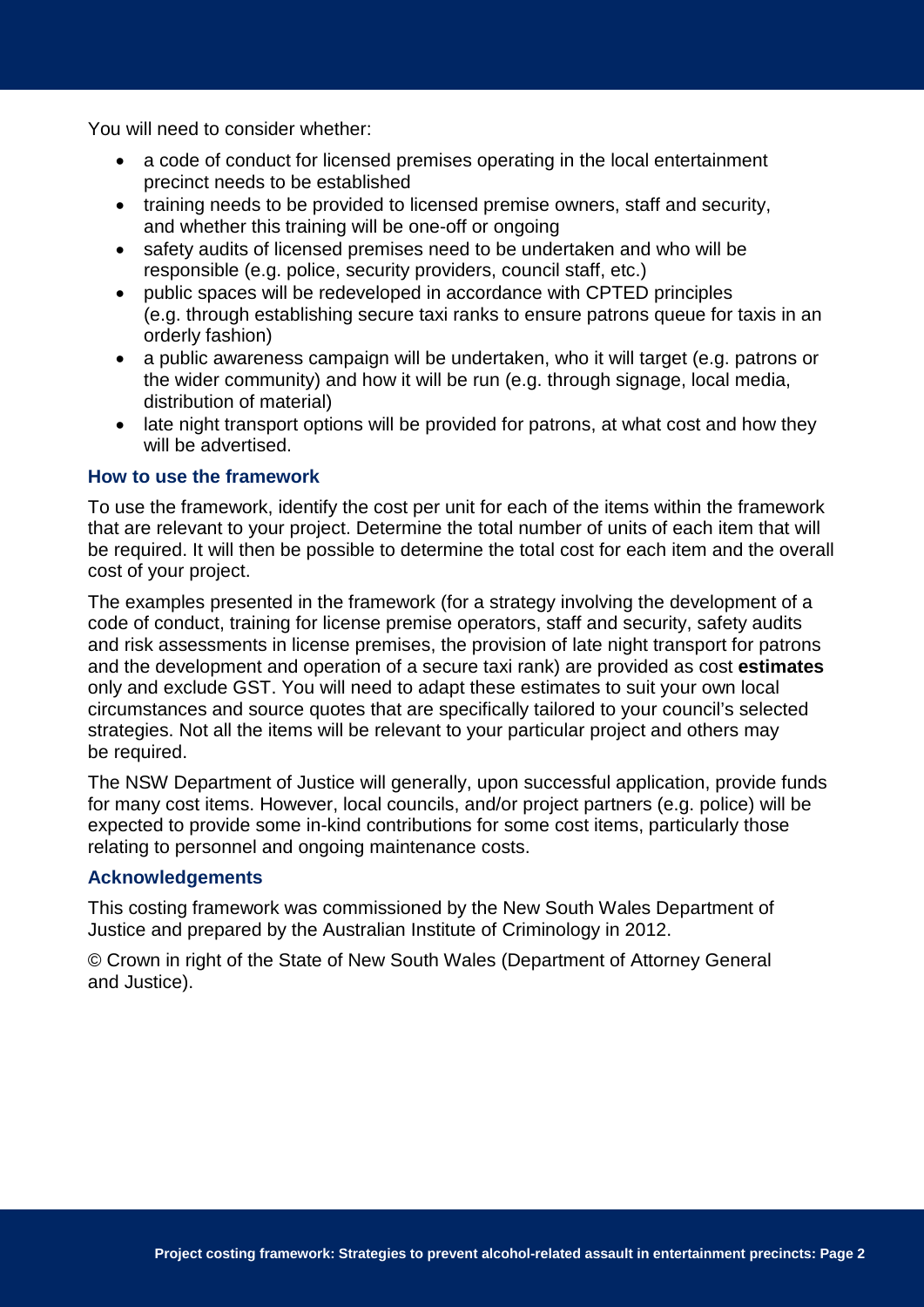You will need to consider whether:

- a code of conduct for licensed premises operating in the local entertainment precinct needs to be established
- training needs to be provided to licensed premise owners, staff and security, and whether this training will be one-off or ongoing
- safety audits of licensed premises need to be undertaken and who will be responsible (e.g. police, security providers, council staff, etc.)
- public spaces will be redeveloped in accordance with CPTED principles (e.g. through establishing secure taxi ranks to ensure patrons queue for taxis in an orderly fashion)
- a public awareness campaign will be undertaken, who it will target (e.g. patrons or the wider community) and how it will be run (e.g. through signage, local media, distribution of material)
- late night transport options will be provided for patrons, at what cost and how they will be advertised.

### How to use the framework

To use the framework, identify the cost per unit for each of the items within the framework that are relevant to your project. Determine the total number of units of each item that will be required. It will then be possible to determine the total cost for each item and the overall cost of your project.

The examples presented in the framework (for a strategy involving the development of a code of conduct, training for license premise operators, staff and security, safety audits and risk assessments in license premises, the provision of late night transport for patrons and the development and operation of a secure taxi rank) are provided as cost **estimates** only and exclude GST. You will need to adapt these estimates to suit your own local circumstances and source quotes that are specifically tailored to your council's selected strategies. Not all the items will be relevant to your particular project and others may be required.

The NSW Department of Justice will generally, upon successful application, provide funds for many cost items. However, local councils, and/or project partners (e.g. police) will be expected to provide some in-kind contributions for some cost items, particularly those relating to personnel and ongoing maintenance costs.

### Acknowledgements

This costing framework was commissioned by the New South Wales Department of Justice and prepared by the Australian Institute of Criminology in 2012.

© Crown in right of the State of New South Wales (Department of Attorney General and Justice).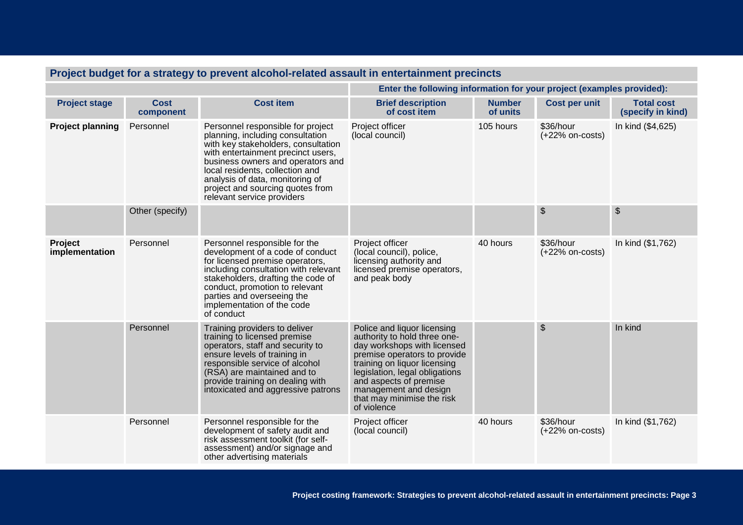## Project budget for a strategy to prevent alcohol-related assault in entertainment precincts

| | | | Enter the following information for your project (examples provided): | | | |
|---|---|---|---|---|---|---|
| **Project stage** | **Cost component** | **Cost item** | **Brief description of cost item** | **Number of units** | **Cost per unit** | **Total cost (specify in kind)** |
| **Project planning** | Personnel | Personnel responsible for project planning, including consultation with key stakeholders, consultation with entertainment precinct users, business owners and operators and local residents, collection and analysis of data, monitoring of project and sourcing quotes from relevant service providers | Project officer (local council) | 105 hours | $36/hour (+22% on-costs) | In kind ($4,625) |
| | Other (specify) | | | | $ | $ |
| **Project implementation** | Personnel | Personnel responsible for the development of a code of conduct for licensed premise operators, including consultation with relevant stakeholders, drafting the code of conduct, promotion to relevant parties and overseeing the implementation of the code of conduct | Project officer (local council), police, licensing authority and licensed premise operators, and peak body | 40 hours | $36/hour (+22% on-costs) | In kind ($1,762) |
| | Personnel | Training providers to deliver training to licensed premise operators, staff and security to ensure levels of training in responsible service of alcohol (RSA) are maintained and to provide training on dealing with intoxicated and aggressive patrons | Police and liquor licensing authority to hold three one-day workshops with licensed premise operators to provide training on liquor licensing legislation, legal obligations and aspects of premise management and design that may minimise the risk of violence | | $ | In kind |
| | Personnel | Personnel responsible for the development of safety audit and risk assessment toolkit (for self-assessment) and/or signage and other advertising materials | Project officer (local council) | 40 hours | $36/hour (+22% on-costs) | In kind ($1,762) |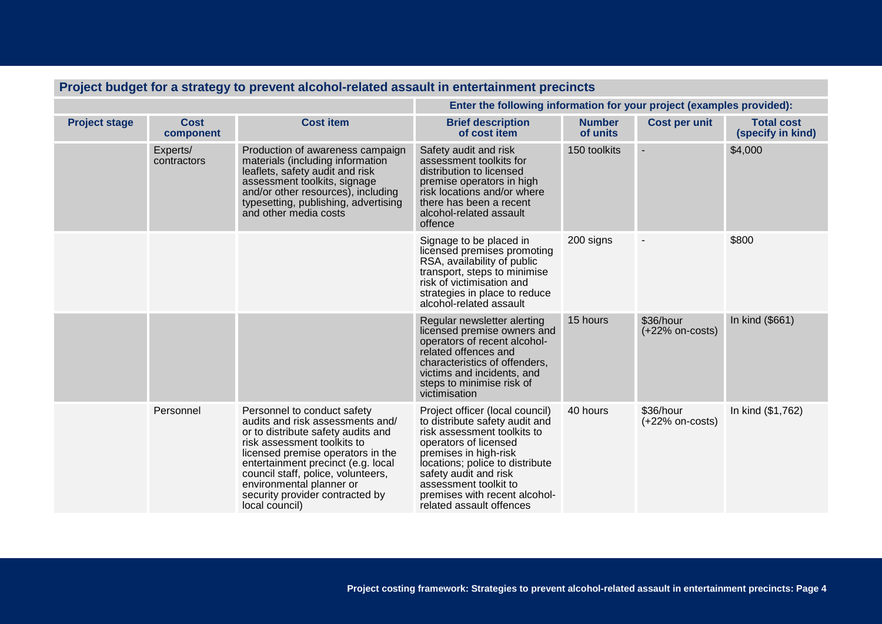## Project budget for a strategy to prevent alcohol-related assault in entertainment precincts

| | | | Enter the following information for your project (examples provided): | | | |
|---|---|---|---|---|---|---|
| **Project stage** | **Cost component** | **Cost item** | **Brief description of cost item** | **Number of units** | **Cost per unit** | **Total cost (specify in kind)** |
| | Experts/ contractors | Production of awareness campaign materials (including information leaflets, safety audit and risk assessment toolkits, signage and/or other resources), including typesetting, publishing, advertising and other media costs | Safety audit and risk assessment toolkits for distribution to licensed premise operators in high risk locations and/or where there has been a recent alcohol-related assault offence | 150 toolkits | - | $4,000 |
| | | | Signage to be placed in licensed premises promoting RSA, availability of public transport, steps to minimise risk of victimisation and strategies in place to reduce alcohol-related assault | 200 signs | - | $800 |
| | | | Regular newsletter alerting licensed premise owners and operators of recent alcohol-related offences and characteristics of offenders, victims and incidents, and steps to minimise risk of victimisation | 15 hours | $36/hour (+22% on-costs) | In kind ($661) |
| | Personnel | Personnel to conduct safety audits and risk assessments and/ or to distribute safety audits and risk assessment toolkits to licensed premise operators in the entertainment precinct (e.g. local council staff, police, volunteers, environmental planner or security provider contracted by local council) | Project officer (local council) to distribute safety audit and risk assessment toolkits to operators of licensed premises in high-risk locations; police to distribute safety audit and risk assessment toolkit to premises with recent alcohol-related assault offences | 40 hours | $36/hour (+22% on-costs) | In kind ($1,762) |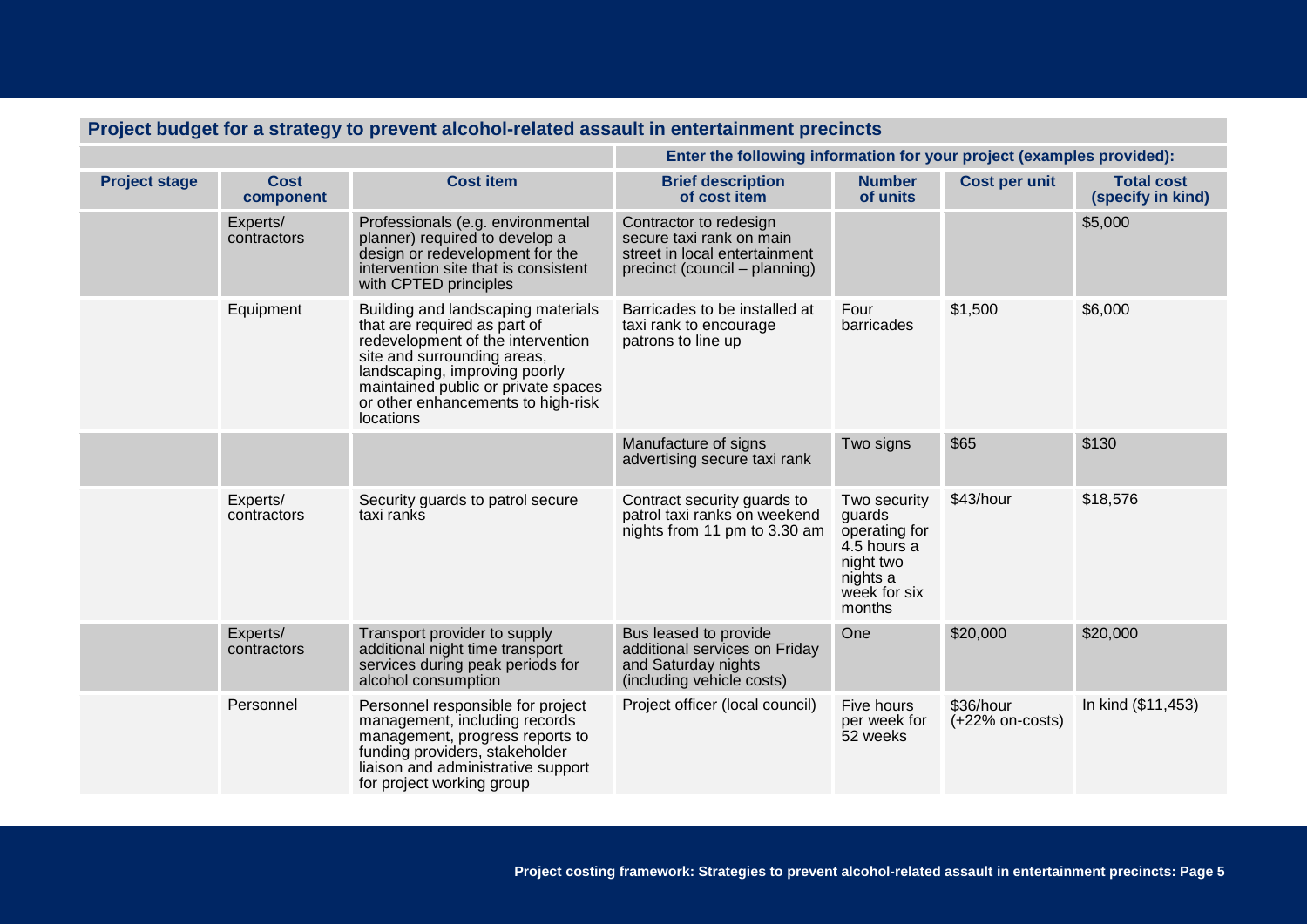| **Project budget for a strategy to prevent alcohol-related assault in entertainment precincts** | | | | | | |
|---|---|---|---|---|---|---|
| | | | **Enter the following information for your project (examples provided):** | | | |
| **Project stage** | **Cost component** | **Cost item** | **Brief description of cost item** | **Number of units** | **Cost per unit** | **Total cost (specify in kind)** |
| | Experts/ contractors | Professionals (e.g. environmental planner) required to develop a design or redevelopment for the intervention site that is consistent with CPTED principles | Contractor to redesign secure taxi rank on main street in local entertainment precinct (council – planning) | | | $5,000 |
| | Equipment | Building and landscaping materials that are required as part of redevelopment of the intervention site and surrounding areas, landscaping, improving poorly maintained public or private spaces or other enhancements to high-risk locations | Barricades to be installed at taxi rank to encourage patrons to line up | Four barricades | $1,500 | $6,000 |
| | | | Manufacture of signs advertising secure taxi rank | Two signs | $65 | $130 |
| | Experts/ contractors | Security guards to patrol secure taxi ranks | Contract security guards to patrol taxi ranks on weekend nights from 11 pm to 3.30 am | Two security guards operating for 4.5 hours a night two nights a week for six months | $43/hour | $18,576 |
| | Experts/ contractors | Transport provider to supply additional night time transport services during peak periods for alcohol consumption | Bus leased to provide additional services on Friday and Saturday nights (including vehicle costs) | One | $20,000 | $20,000 |
| | Personnel | Personnel responsible for project management, including records management, progress reports to funding providers, stakeholder liaison and administrative support for project working group | Project officer (local council) | Five hours per week for 52 weeks | $36/hour (+22% on-costs) | In kind ($11,453) |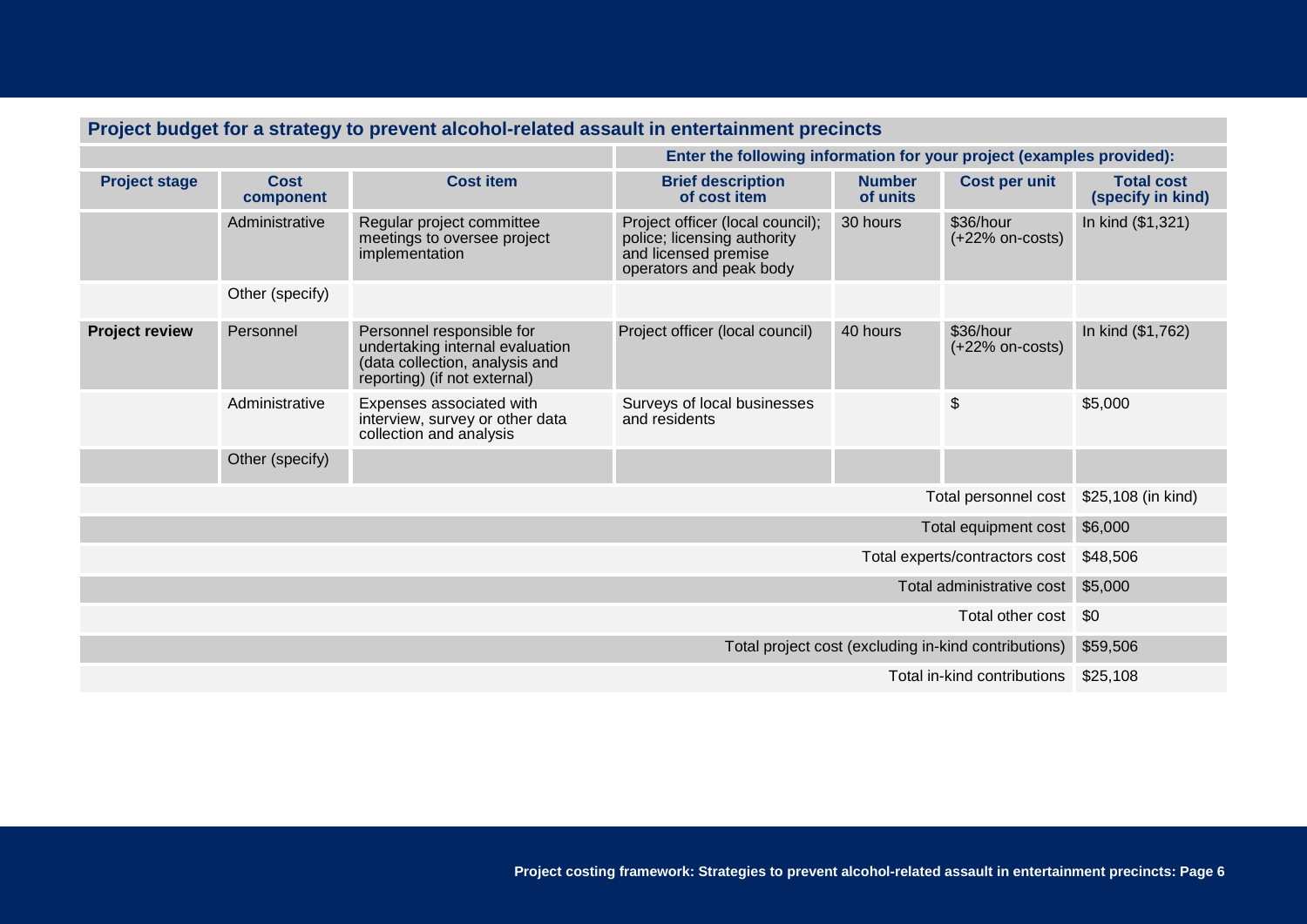## Project budget for a strategy to prevent alcohol-related assault in entertainment precincts

| | | | Enter the following information for your project (examples provided): | | | |
|---|---|---|---|---|---|---|
| **Project stage** | **Cost component** | **Cost item** | **Brief description of cost item** | **Number of units** | **Cost per unit** | **Total cost (specify in kind)** |
| | Administrative | Regular project committee meetings to oversee project implementation | Project officer (local council); police; licensing authority and licensed premise operators and peak body | 30 hours | $36/hour (+22% on-costs) | In kind ($1,321) |
| | Other (specify) | | | | | |
| **Project review** | Personnel | Personnel responsible for undertaking internal evaluation (data collection, analysis and reporting) (if not external) | Project officer (local council) | 40 hours | $36/hour (+22% on-costs) | In kind ($1,762) |
| | Administrative | Expenses associated with interview, survey or other data collection and analysis | Surveys of local businesses and residents | | $ | $5,000 |
| | Other (specify) | | | | | |
| | | | | | Total personnel cost | $25,108 (in kind) |
| | | | | | Total equipment cost | $6,000 |
| | | | | | Total experts/contractors cost | $48,506 |
| | | | | | Total administrative cost | $5,000 |
| | | | | | Total other cost | $0 |
| | | | | | Total project cost (excluding in-kind contributions) | $59,506 |
| | | | | | Total in-kind contributions | $25,108 |